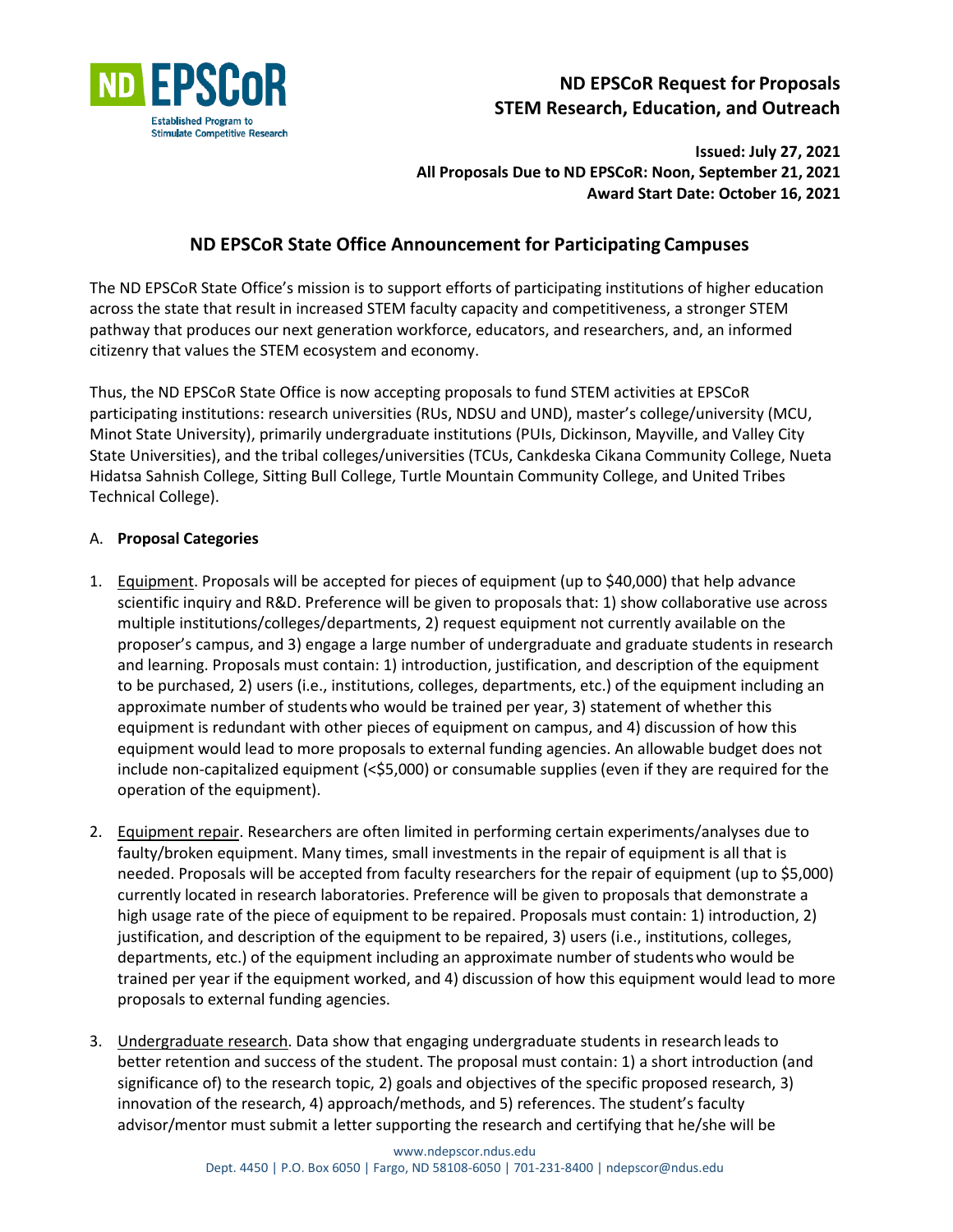# ND EPSCoR Request for Proposals
## STEM Research, Education, and Outreach

**Issued: July 27, 2021**
**All Proposals Due to ND EPSCoR: Noon, September 21, 2021**
**Award Start Date: October 16, 2021**

## ND EPSCoR State Office Announcement for Participating Campuses

The ND EPSCoR State Office's mission is to support efforts of participating institutions of higher education across the state that result in increased STEM faculty capacity and competitiveness, a stronger STEM pathway that produces our next generation workforce, educators, and researchers, and, an informed citizenry that values the STEM ecosystem and economy.

Thus, the ND EPSCoR State Office is now accepting proposals to fund STEM activities at EPSCoR participating institutions: research universities (RUs, NDSU and UND), master's college/university (MCU, Minot State University), primarily undergraduate institutions (PUIs, Dickinson, Mayville, and Valley City State Universities), and the tribal colleges/universities (TCUs, Cankdeska Cikana Community College, Nueta Hidatsa Sahnish College, Sitting Bull College, Turtle Mountain Community College, and United Tribes Technical College).

A. **Proposal Categories**

1. Equipment. Proposals will be accepted for pieces of equipment (up to $40,000) that help advance scientific inquiry and R&D. Preference will be given to proposals that: 1) show collaborative use across multiple institutions/colleges/departments, 2) request equipment not currently available on the proposer's campus, and 3) engage a large number of undergraduate and graduate students in research and learning. Proposals must contain: 1) introduction, justification, and description of the equipment to be purchased, 2) users (i.e., institutions, colleges, departments, etc.) of the equipment including an approximate number of students who would be trained per year, 3) statement of whether this equipment is redundant with other pieces of equipment on campus, and 4) discussion of how this equipment would lead to more proposals to external funding agencies. An allowable budget does not include non-capitalized equipment (<$5,000) or consumable supplies (even if they are required for the operation of the equipment).

2. Equipment repair. Researchers are often limited in performing certain experiments/analyses due to faulty/broken equipment. Many times, small investments in the repair of equipment is all that is needed. Proposals will be accepted from faculty researchers for the repair of equipment (up to $5,000) currently located in research laboratories. Preference will be given to proposals that demonstrate a high usage rate of the piece of equipment to be repaired. Proposals must contain: 1) introduction, 2) justification, and description of the equipment to be repaired, 3) users (i.e., institutions, colleges, departments, etc.) of the equipment including an approximate number of students who would be trained per year if the equipment worked, and 4) discussion of how this equipment would lead to more proposals to external funding agencies.

3. Undergraduate research. Data show that engaging undergraduate students in research leads to better retention and success of the student. The proposal must contain: 1) a short introduction (and significance of) to the research topic, 2) goals and objectives of the specific proposed research, 3) innovation of the research, 4) approach/methods, and 5) references. The student's faculty advisor/mentor must submit a letter supporting the research and certifying that he/she will be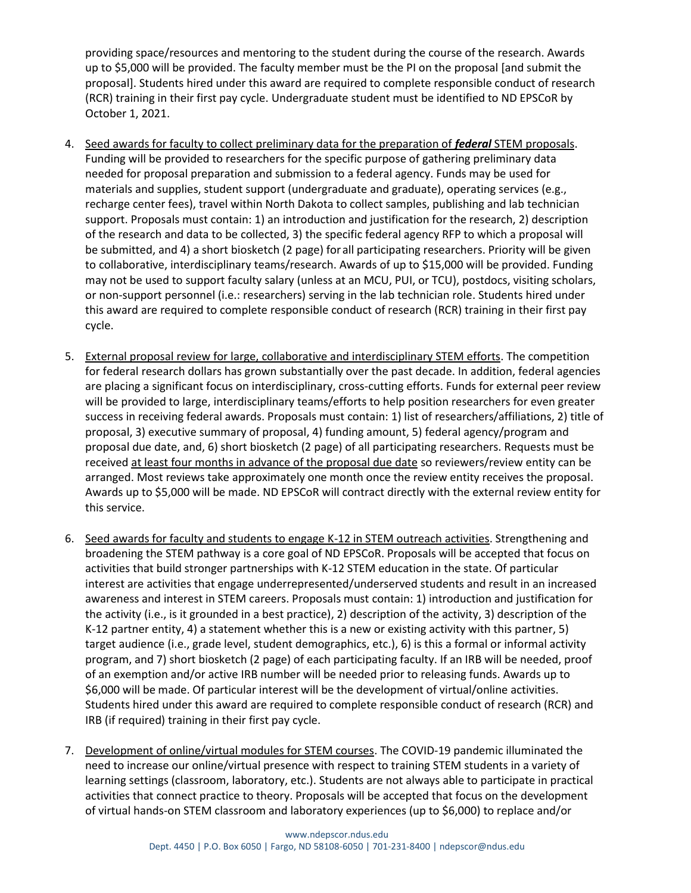providing space/resources and mentoring to the student during the course of the research. Awards up to $5,000 will be provided. The faculty member must be the PI on the proposal [and submit the proposal]. Students hired under this award are required to complete responsible conduct of research (RCR) training in their first pay cycle. Undergraduate student must be identified to ND EPSCoR by October 1, 2021.

4. <u>Seed awards for faculty to collect preliminary data for the preparation of ***federal*** STEM proposals</u>. Funding will be provided to researchers for the specific purpose of gathering preliminary data needed for proposal preparation and submission to a federal agency. Funds may be used for materials and supplies, student support (undergraduate and graduate), operating services (e.g., recharge center fees), travel within North Dakota to collect samples, publishing and lab technician support. Proposals must contain: 1) an introduction and justification for the research, 2) description of the research and data to be collected, 3) the specific federal agency RFP to which a proposal will be submitted, and 4) a short biosketch (2 page) for all participating researchers. Priority will be given to collaborative, interdisciplinary teams/research. Awards of up to $15,000 will be provided. Funding may not be used to support faculty salary (unless at an MCU, PUI, or TCU), postdocs, visiting scholars, or non-support personnel (i.e.: researchers) serving in the lab technician role. Students hired under this award are required to complete responsible conduct of research (RCR) training in their first pay cycle.

5. <u>External proposal review for large, collaborative and interdisciplinary STEM efforts</u>. The competition for federal research dollars has grown substantially over the past decade. In addition, federal agencies are placing a significant focus on interdisciplinary, cross-cutting efforts. Funds for external peer review will be provided to large, interdisciplinary teams/efforts to help position researchers for even greater success in receiving federal awards. Proposals must contain: 1) list of researchers/affiliations, 2) title of proposal, 3) executive summary of proposal, 4) funding amount, 5) federal agency/program and proposal due date, and, 6) short biosketch (2 page) of all participating researchers. Requests must be received <u>at least four months in advance of the proposal due date</u> so reviewers/review entity can be arranged. Most reviews take approximately one month once the review entity receives the proposal. Awards up to $5,000 will be made. ND EPSCoR will contract directly with the external review entity for this service.

6. <u>Seed awards for faculty and students to engage K-12 in STEM outreach activities</u>. Strengthening and broadening the STEM pathway is a core goal of ND EPSCoR. Proposals will be accepted that focus on activities that build stronger partnerships with K-12 STEM education in the state. Of particular interest are activities that engage underrepresented/underserved students and result in an increased awareness and interest in STEM careers. Proposals must contain: 1) introduction and justification for the activity (i.e., is it grounded in a best practice), 2) description of the activity, 3) description of the K-12 partner entity, 4) a statement whether this is a new or existing activity with this partner, 5) target audience (i.e., grade level, student demographics, etc.), 6) is this a formal or informal activity program, and 7) short biosketch (2 page) of each participating faculty. If an IRB will be needed, proof of an exemption and/or active IRB number will be needed prior to releasing funds. Awards up to $6,000 will be made. Of particular interest will be the development of virtual/online activities. Students hired under this award are required to complete responsible conduct of research (RCR) and IRB (if required) training in their first pay cycle.

7. <u>Development of online/virtual modules for STEM courses</u>. The COVID-19 pandemic illuminated the need to increase our online/virtual presence with respect to training STEM students in a variety of learning settings (classroom, laboratory, etc.). Students are not always able to participate in practical activities that connect practice to theory. Proposals will be accepted that focus on the development of virtual hands-on STEM classroom and laboratory experiences (up to $6,000) to replace and/or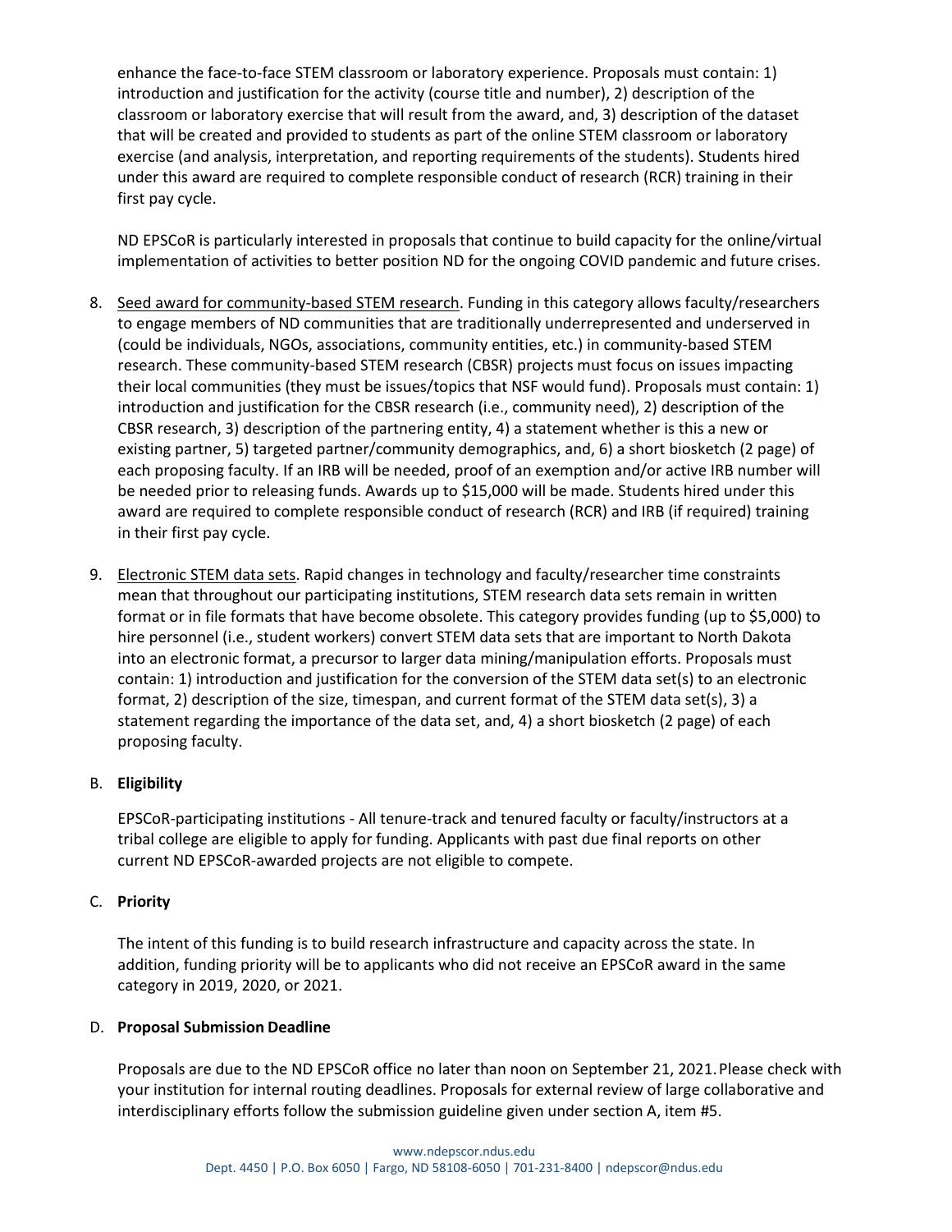enhance the face-to-face STEM classroom or laboratory experience. Proposals must contain: 1) introduction and justification for the activity (course title and number), 2) description of the classroom or laboratory exercise that will result from the award, and, 3) description of the dataset that will be created and provided to students as part of the online STEM classroom or laboratory exercise (and analysis, interpretation, and reporting requirements of the students). Students hired under this award are required to complete responsible conduct of research (RCR) training in their first pay cycle.

ND EPSCoR is particularly interested in proposals that continue to build capacity for the online/virtual implementation of activities to better position ND for the ongoing COVID pandemic and future crises.

8. Seed award for community-based STEM research. Funding in this category allows faculty/researchers to engage members of ND communities that are traditionally underrepresented and underserved in (could be individuals, NGOs, associations, community entities, etc.) in community-based STEM research. These community-based STEM research (CBSR) projects must focus on issues impacting their local communities (they must be issues/topics that NSF would fund). Proposals must contain: 1) introduction and justification for the CBSR research (i.e., community need), 2) description of the CBSR research, 3) description of the partnering entity, 4) a statement whether is this a new or existing partner, 5) targeted partner/community demographics, and, 6) a short biosketch (2 page) of each proposing faculty. If an IRB will be needed, proof of an exemption and/or active IRB number will be needed prior to releasing funds. Awards up to $15,000 will be made. Students hired under this award are required to complete responsible conduct of research (RCR) and IRB (if required) training in their first pay cycle.

9. Electronic STEM data sets. Rapid changes in technology and faculty/researcher time constraints mean that throughout our participating institutions, STEM research data sets remain in written format or in file formats that have become obsolete. This category provides funding (up to $5,000) to hire personnel (i.e., student workers) convert STEM data sets that are important to North Dakota into an electronic format, a precursor to larger data mining/manipulation efforts. Proposals must contain: 1) introduction and justification for the conversion of the STEM data set(s) to an electronic format, 2) description of the size, timespan, and current format of the STEM data set(s), 3) a statement regarding the importance of the data set, and, 4) a short biosketch (2 page) of each proposing faculty.

B. **Eligibility**

EPSCoR-participating institutions - All tenure-track and tenured faculty or faculty/instructors at a tribal college are eligible to apply for funding. Applicants with past due final reports on other current ND EPSCoR-awarded projects are not eligible to compete.

C. **Priority**

The intent of this funding is to build research infrastructure and capacity across the state. In addition, funding priority will be to applicants who did not receive an EPSCoR award in the same category in 2019, 2020, or 2021.

D. **Proposal Submission Deadline**

Proposals are due to the ND EPSCoR office no later than noon on September 21, 2021. Please check with your institution for internal routing deadlines. Proposals for external review of large collaborative and interdisciplinary efforts follow the submission guideline given under section A, item #5.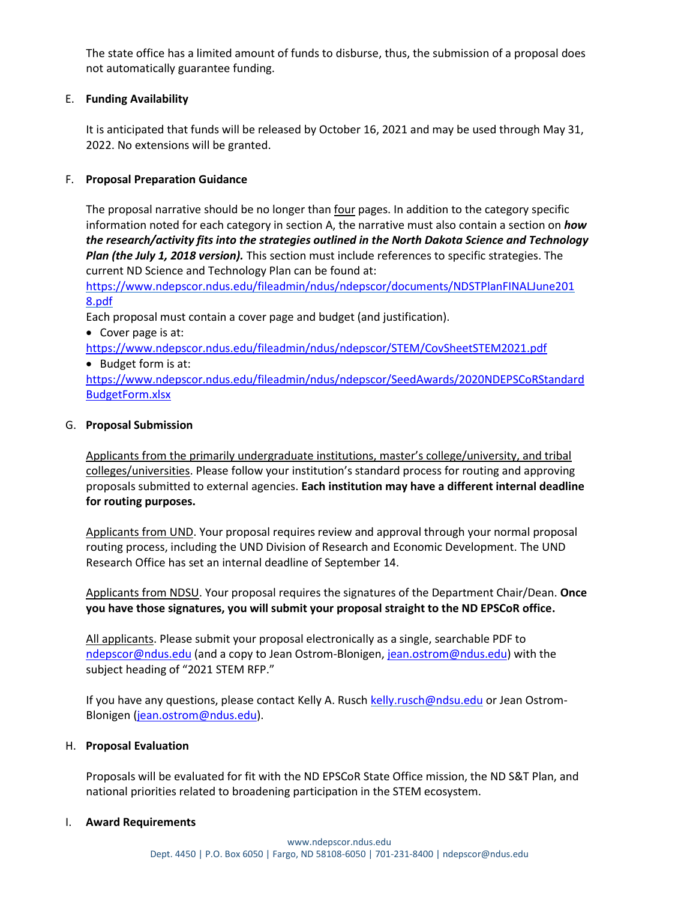The state office has a limited amount of funds to disburse, thus, the submission of a proposal does not automatically guarantee funding.

E. **Funding Availability**

It is anticipated that funds will be released by October 16, 2021 and may be used through May 31, 2022. No extensions will be granted.

F. **Proposal Preparation Guidance**

The proposal narrative should be no longer than <u>four</u> pages. In addition to the category specific information noted for each category in section A, the narrative must also contain a section on ***how the research/activity fits into the strategies outlined in the North Dakota Science and Technology Plan (the July 1, 2018 version).*** This section must include references to specific strategies. The current ND Science and Technology Plan can be found at: https://www.ndepscor.ndus.edu/fileadmin/ndus/ndepscor/documents/NDSTPlanFINALJune2018.pdf

Each proposal must contain a cover page and budget (and justification).

- Cover page is at: https://www.ndepscor.ndus.edu/fileadmin/ndus/ndepscor/STEM/CovSheetSTEM2021.pdf
- Budget form is at: https://www.ndepscor.ndus.edu/fileadmin/ndus/ndepscor/SeedAwards/2020NDEPSCoRStandardBudgetForm.xlsx

G. **Proposal Submission**

<u>Applicants from the primarily undergraduate institutions, master's college/university, and tribal colleges/universities</u>. Please follow your institution's standard process for routing and approving proposals submitted to external agencies. **Each institution may have a different internal deadline for routing purposes.**

<u>Applicants from UND</u>. Your proposal requires review and approval through your normal proposal routing process, including the UND Division of Research and Economic Development. The UND Research Office has set an internal deadline of September 14.

<u>Applicants from NDSU</u>. Your proposal requires the signatures of the Department Chair/Dean. **Once you have those signatures, you will submit your proposal straight to the ND EPSCoR office.**

<u>All applicants</u>. Please submit your proposal electronically as a single, searchable PDF to ndepscor@ndus.edu (and a copy to Jean Ostrom-Blonigen, jean.ostrom@ndus.edu) with the subject heading of "2021 STEM RFP."

If you have any questions, please contact Kelly A. Rusch kelly.rusch@ndsu.edu or Jean Ostrom-Blonigen (jean.ostrom@ndus.edu).

H. **Proposal Evaluation**

Proposals will be evaluated for fit with the ND EPSCoR State Office mission, the ND S&T Plan, and national priorities related to broadening participation in the STEM ecosystem.

I. **Award Requirements**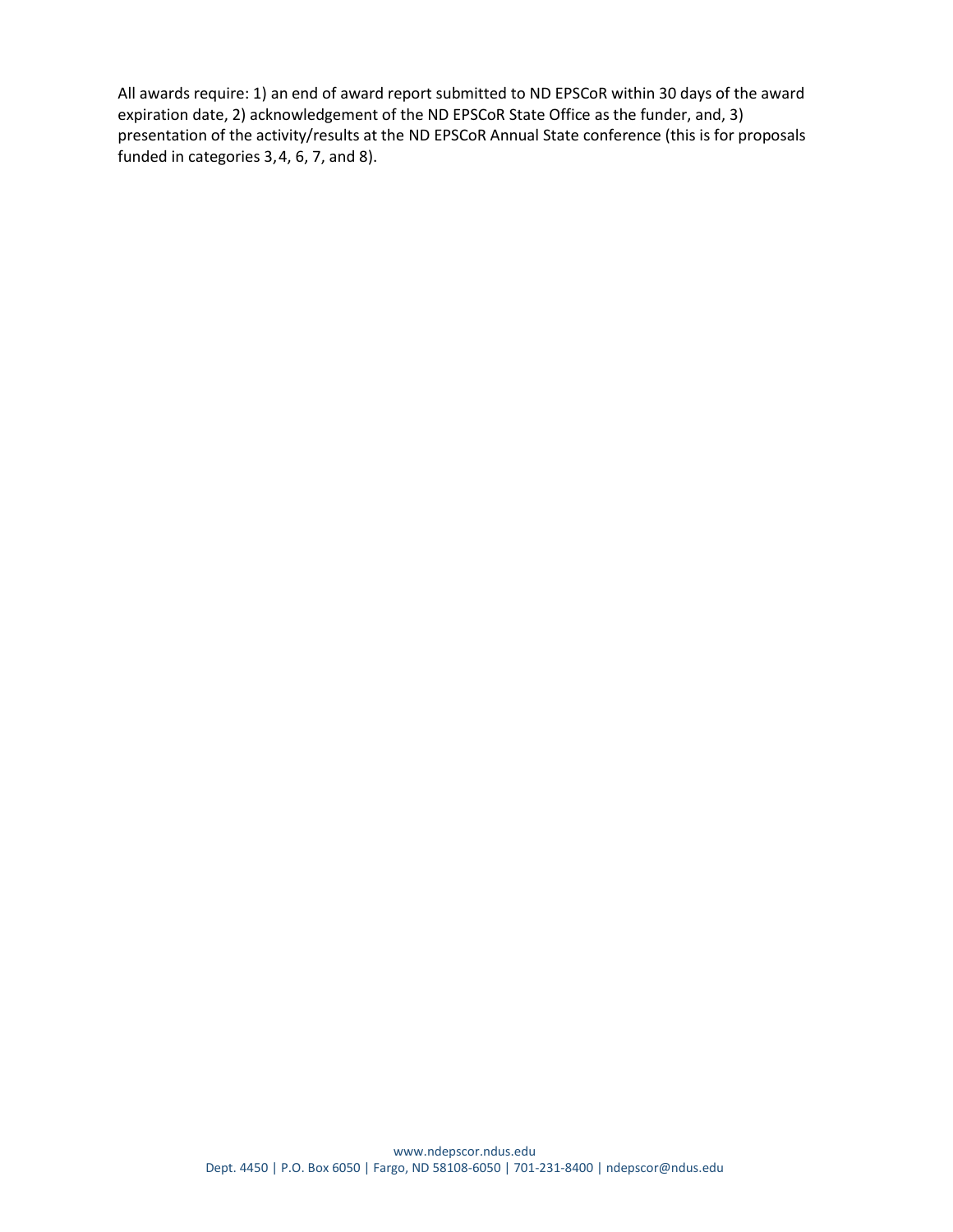All awards require: 1) an end of award report submitted to ND EPSCoR within 30 days of the award expiration date, 2) acknowledgement of the ND EPSCoR State Office as the funder, and, 3) presentation of the activity/results at the ND EPSCoR Annual State conference (this is for proposals funded in categories 3,4, 6, 7, and 8).